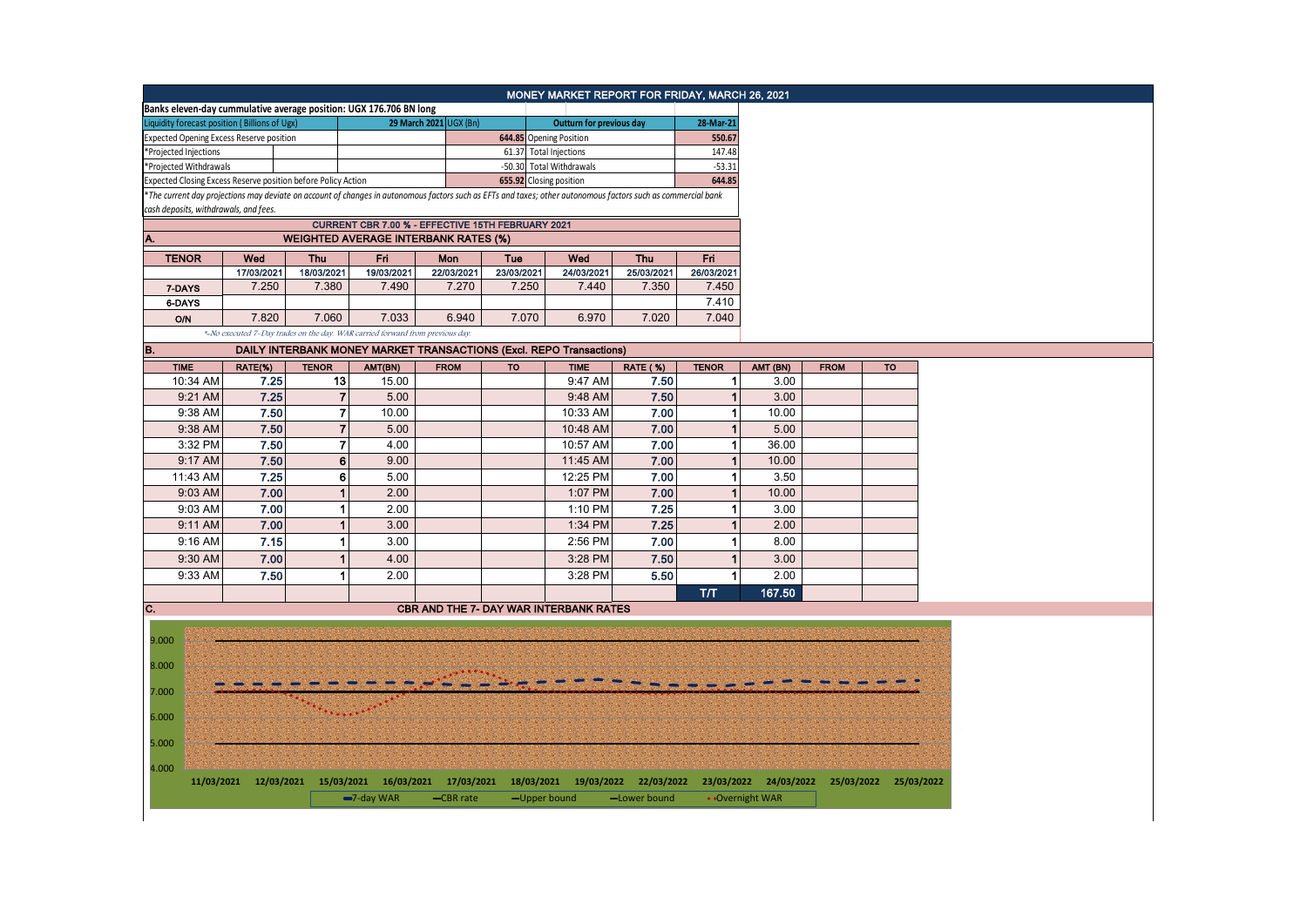# MONEY MARKET REPORT FOR FRIDAY, MARCH 26, 2021

**Banks eleven-day cummulative average position: UGX 176.706 BN long**

| Liquidity forecast position ( Billions of Ugx) | 29 March 2021 UGX (Bn) | Outturn for previous day | 28-Mar-21 |
|---|---|---|---|
| Expected Opening Excess Reserve position | 644.85 | Opening Position | 550.67 |
| *Projected Injections | 61.37 | Total Injections | 147.48 |
| *Projected Withdrawals | -50.30 | Total Withdrawals | -53.31 |
| Expected Closing Excess Reserve position before Policy Action | 655.92 | Closing position | 644.85 |

*The current day projections may deviate on account of changes in autonomous factors such as EFTs and taxes; other autonomous factors such as commercial bank cash deposits, withdrawals, and fees.*

**CURRENT CBR 7.00 % - EFFECTIVE 15TH FEBRUARY 2021**

## A. WEIGHTED AVERAGE INTERBANK RATES (%)

| TENOR | Wed | Thu | Fri | Mon | Tue | Wed | Thu | Fri |
|---|---|---|---|---|---|---|---|---|
| | 17/03/2021 | 18/03/2021 | 19/03/2021 | 22/03/2021 | 23/03/2021 | 24/03/2021 | 25/03/2021 | 26/03/2021 |
| 7-DAYS | 7.250 | 7.380 | 7.490 | 7.270 | 7.250 | 7.440 | 7.350 | 7.450 |
| 6-DAYS | | | | | | | | 7.410 |
| O/N | 7.820 | 7.060 | 7.033 | 6.940 | 7.070 | 6.970 | 7.020 | 7.040 |

*-No executed 7-Day trades on the day. WAR carried forward from previous day.*

## B. DAILY INTERBANK MONEY MARKET TRANSACTIONS (Excl. REPO Transactions)

| TIME | RATE(%) | TENOR | AMT(BN) | FROM | TO | TIME | RATE ( %) | TENOR | AMT (BN) | FROM | TO |
|---|---|---|---|---|---|---|---|---|---|---|---|
| 10:34 AM | 7.25 | 13 | 15.00 | | | 9:47 AM | 7.50 | 1 | 3.00 | | |
| 9:21 AM | 7.25 | 7 | 5.00 | | | 9:48 AM | 7.50 | 1 | 3.00 | | |
| 9:38 AM | 7.50 | 7 | 10.00 | | | 10:33 AM | 7.00 | 1 | 10.00 | | |
| 9:38 AM | 7.50 | 7 | 5.00 | | | 10:48 AM | 7.00 | 1 | 5.00 | | |
| 3:32 PM | 7.50 | 7 | 4.00 | | | 10:57 AM | 7.00 | 1 | 36.00 | | |
| 9:17 AM | 7.50 | 6 | 9.00 | | | 11:45 AM | 7.00 | 1 | 10.00 | | |
| 11:43 AM | 7.25 | 6 | 5.00 | | | 12:25 PM | 7.00 | 1 | 3.50 | | |
| 9:03 AM | 7.00 | 1 | 2.00 | | | 1:07 PM | 7.00 | 1 | 10.00 | | |
| 9:03 AM | 7.00 | 1 | 2.00 | | | 1:10 PM | 7.25 | 1 | 3.00 | | |
| 9:11 AM | 7.00 | 1 | 3.00 | | | 1:34 PM | 7.25 | 1 | 2.00 | | |
| 9:16 AM | 7.15 | 1 | 3.00 | | | 2:56 PM | 7.00 | 1 | 8.00 | | |
| 9:30 AM | 7.00 | 1 | 4.00 | | | 3:28 PM | 7.50 | 1 | 3.00 | | |
| 9:33 AM | 7.50 | 1 | 2.00 | | | 3:28 PM | 5.50 | 1 | 2.00 | | |
| | | | | | | | | T/T | 167.50 | | |

## C. CBR AND THE 7- DAY WAR INTERBANK RATES

Legend: 7-day WAR, CBR rate, Upper bound, Lower bound, Overnight WAR

X-axis: 11/03/2021, 12/03/2021, 15/03/2021, 16/03/2021, 17/03/2021, 18/03/2021, 19/03/2022, 22/03/2022, 23/03/2022, 24/03/2022, 25/03/2022, 25/03/2022

Y-axis: 4.000, 5.000, 6.000, 7.000, 8.000, 9.000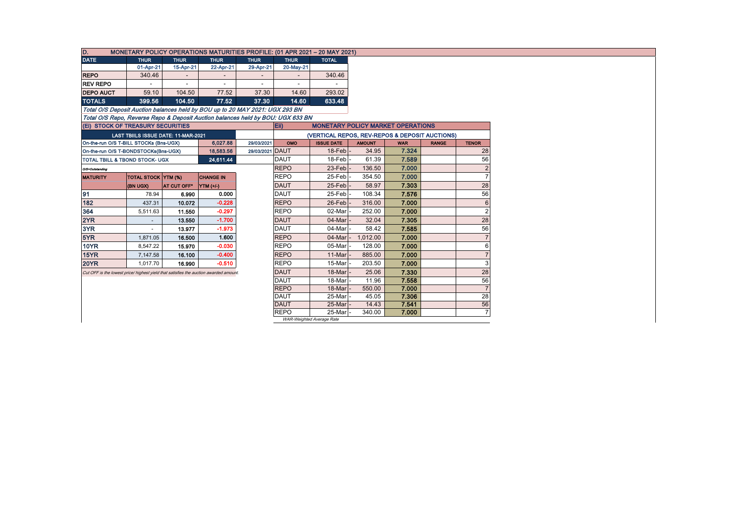## D. MONETARY POLICY OPERATIONS MATURITIES PROFILE: (01 APR 2021 – 20 MAY 2021)

| DATE | THUR | THUR | THUR | THUR | THUR | TOTAL |
|---|---|---|---|---|---|---|
| | 01-Apr-21 | 15-Apr-21 | 22-Apr-21 | 29-Apr-21 | 20-May-21 | |
| REPO | 340.46 | - | - | - | - | 340.46 |
| REV REPO | - | - | - | - | - | - |
| DEPO AUCT | 59.10 | 104.50 | 77.52 | 37.30 | 14.60 | 293.02 |
| TOTALS | 399.56 | 104.50 | 77.52 | 37.30 | 14.60 | 633.48 |

*Total O/S Deposit Auction balances held by BOU up to 20 MAY 2021: UGX 293 BN*

*Total O/S Repo, Reverse Repo & Deposit Auction balances held by BOU: UGX 633 BN*

## (EI) STOCK OF TREASURY SECURITIES

| LAST TBIILS ISSUE DATE: 11-MAR-2021 | | |
|---|---|---|
| On-the-run O/S T-BILL STOCKs (Bns-UGX) | 6,027.88 | 29/03/2021 |
| On-the-run O/S T-BONDSTOCKs(Bns-UGX) | 18,583.56 | 29/03/2021 |
| TOTAL TBILL & TBOND STOCK- UGX | 24,611.44 | |

*O/S=Outstanding*

| MATURITY | TOTAL STOCK (BN UGX) | YTM (%) AT CUT OFF* | CHANGE IN YTM (+/-) |
|---|---|---|---|
| 91 | 78.94 | 6.990 | 0.000 |
| 182 | 437.31 | 10.072 | -0.228 |
| 364 | 5,511.63 | 11.550 | -0.297 |
| 2YR | - | 13.550 | -1.700 |
| 3YR | - | 13.977 | -1.973 |
| 5YR | 1,871.05 | 16.500 | 1.600 |
| 10YR | 8,547.22 | 15.970 | -0.030 |
| 15YR | 7,147.58 | 16.100 | -0.400 |
| 20YR | 1,017.70 | 16.990 | -0.510 |

*Cut OFF is the lowest price/ highest yield that satisfies the auction awarded amount.*

## EII) MONETARY POLICY MARKET OPERATIONS

### (VERTICAL REPOS, REV-REPOS & DEPOSIT AUCTIONS)

| OMO | ISSUE DATE | AMOUNT | WAR | RANGE | TENOR |
|---|---|---|---|---|---|
| DAUT | 18-Feb | 34.95 | 7.324 | | 28 |
| DAUT | 18-Feb | 61.39 | 7.589 | | 56 |
| REPO | 23-Feb | 136.50 | 7.000 | | 2 |
| REPO | 25-Feb | 354.50 | 7.000 | | 7 |
| DAUT | 25-Feb | 58.97 | 7.303 | | 28 |
| DAUT | 25-Feb | 108.34 | 7.576 | | 56 |
| REPO | 26-Feb | 316.00 | 7.000 | | 6 |
| REPO | 02-Mar | 252.00 | 7.000 | | 2 |
| DAUT | 04-Mar | 32.04 | 7.305 | | 28 |
| DAUT | 04-Mar | 58.42 | 7.585 | | 56 |
| REPO | 04-Mar | 1,012.00 | 7.000 | | 7 |
| REPO | 05-Mar | 128.00 | 7.000 | | 6 |
| REPO | 11-Mar | 885.00 | 7.000 | | 7 |
| REPO | 15-Mar | 203.50 | 7.000 | | 3 |
| DAUT | 18-Mar | 25.06 | 7.330 | | 28 |
| DAUT | 18-Mar | 11.96 | 7.558 | | 56 |
| REPO | 18-Mar | 550.00 | 7.000 | | 7 |
| DAUT | 25-Mar | 45.05 | 7.306 | | 28 |
| DAUT | 25-Mar | 14.43 | 7.541 | | 56 |
| REPO | 25-Mar | 340.00 | 7.000 | | 7 |

*WAR-Weighted Average Rate*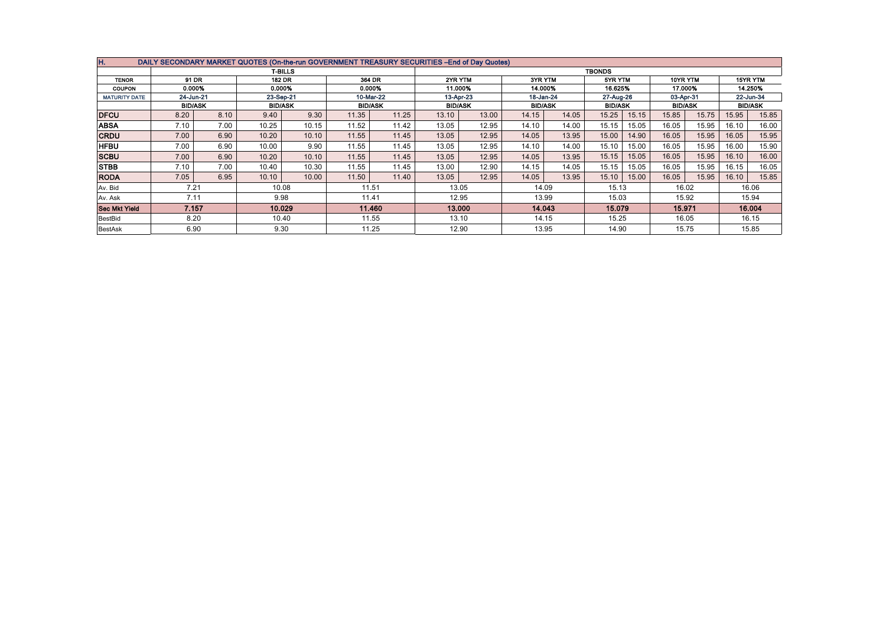| H. | DAILY SECONDARY MARKET QUOTES (On-the-run GOVERNMENT TREASURY SECURITIES –End of Day Quotes) | | | | | | | | | | | | | | | |
|---|---|---|---|---|---|---|---|---|---|---|---|---|---|---|---|---|
| | T-BILLS | | | | | | TBONDS | | | | | | | | | |
| TENOR | 91 DR | | 182 DR | | 364 DR | | 2YR YTM | | 3YR YTM | | 5YR YTM | | 10YR YTM | | 15YR YTM | |
| COUPON | 0.000% | | 0.000% | | 0.000% | | 11.000% | | 14.000% | | 16.625% | | 17.000% | | 14.250% | |
| MATURITY DATE | 24-Jun-21 | | 23-Sep-21 | | 10-Mar-22 | | 13-Apr-23 | | 18-Jan-24 | | 27-Aug-26 | | 03-Apr-31 | | 22-Jun-34 | |
| | BID/ASK | | BID/ASK | | BID/ASK | | BID/ASK | | BID/ASK | | BID/ASK | | BID/ASK | | BID/ASK | |
| DFCU | 8.20 | 8.10 | 9.40 | 9.30 | 11.35 | 11.25 | 13.10 | 13.00 | 14.15 | 14.05 | 15.25 | 15.15 | 15.85 | 15.75 | 15.95 | 15.85 |
| ABSA | 7.10 | 7.00 | 10.25 | 10.15 | 11.52 | 11.42 | 13.05 | 12.95 | 14.10 | 14.00 | 15.15 | 15.05 | 16.05 | 15.95 | 16.10 | 16.00 |
| CRDU | 7.00 | 6.90 | 10.20 | 10.10 | 11.55 | 11.45 | 13.05 | 12.95 | 14.05 | 13.95 | 15.00 | 14.90 | 16.05 | 15.95 | 16.05 | 15.95 |
| HFBU | 7.00 | 6.90 | 10.00 | 9.90 | 11.55 | 11.45 | 13.05 | 12.95 | 14.10 | 14.00 | 15.10 | 15.00 | 16.05 | 15.95 | 16.00 | 15.90 |
| SCBU | 7.00 | 6.90 | 10.20 | 10.10 | 11.55 | 11.45 | 13.05 | 12.95 | 14.05 | 13.95 | 15.15 | 15.05 | 16.05 | 15.95 | 16.10 | 16.00 |
| STBB | 7.10 | 7.00 | 10.40 | 10.30 | 11.55 | 11.45 | 13.00 | 12.90 | 14.15 | 14.05 | 15.15 | 15.05 | 16.05 | 15.95 | 16.15 | 16.05 |
| RODA | 7.05 | 6.95 | 10.10 | 10.00 | 11.50 | 11.40 | 13.05 | 12.95 | 14.05 | 13.95 | 15.10 | 15.00 | 16.05 | 15.95 | 16.10 | 15.85 |
| Av. Bid | 7.21 | | 10.08 | | 11.51 | | 13.05 | | 14.09 | | 15.13 | | 16.02 | | 16.06 | |
| Av. Ask | 7.11 | | 9.98 | | 11.41 | | 12.95 | | 13.99 | | 15.03 | | 15.92 | | 15.94 | |
| Sec Mkt Yield | 7.157 | | 10.029 | | 11.460 | | 13.000 | | 14.043 | | 15.079 | | 15.971 | | 16.004 | |
| BestBid | 8.20 | | 10.40 | | 11.55 | | 13.10 | | 14.15 | | 15.25 | | 16.05 | | 16.15 | |
| BestAsk | 6.90 | | 9.30 | | 11.25 | | 12.90 | | 13.95 | | 14.90 | | 15.75 | | 15.85 | |